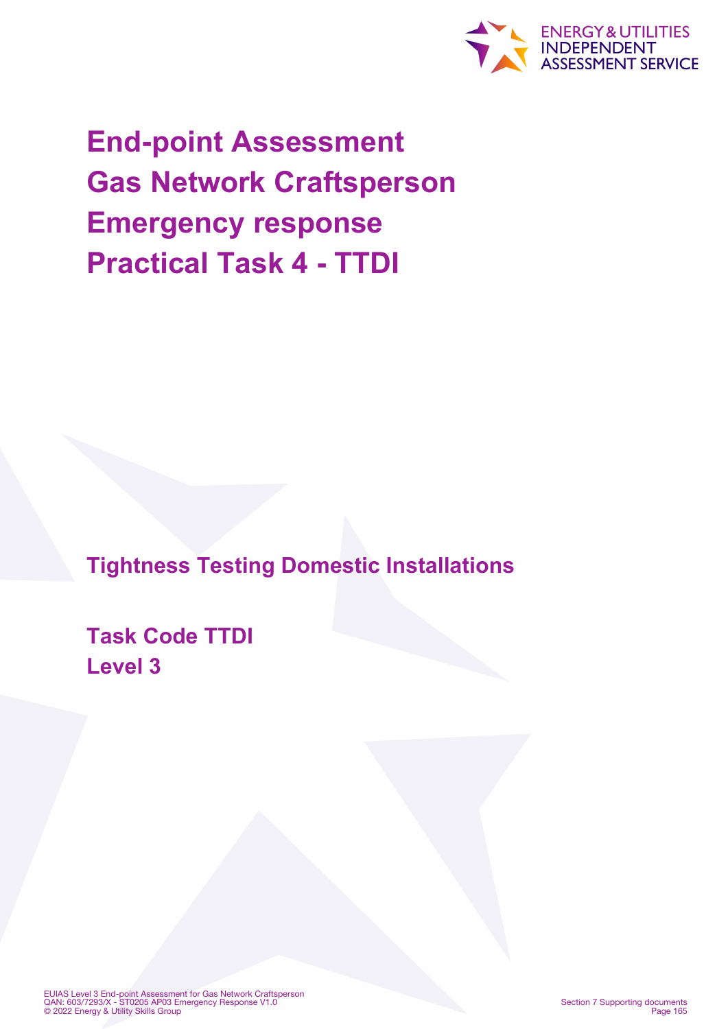# End-point Assessment Gas Network Craftsperson Emergency response Practical Task 4 - TTDI

## Tightness Testing Domestic Installations

**Task Code TTDI**
**Level 3**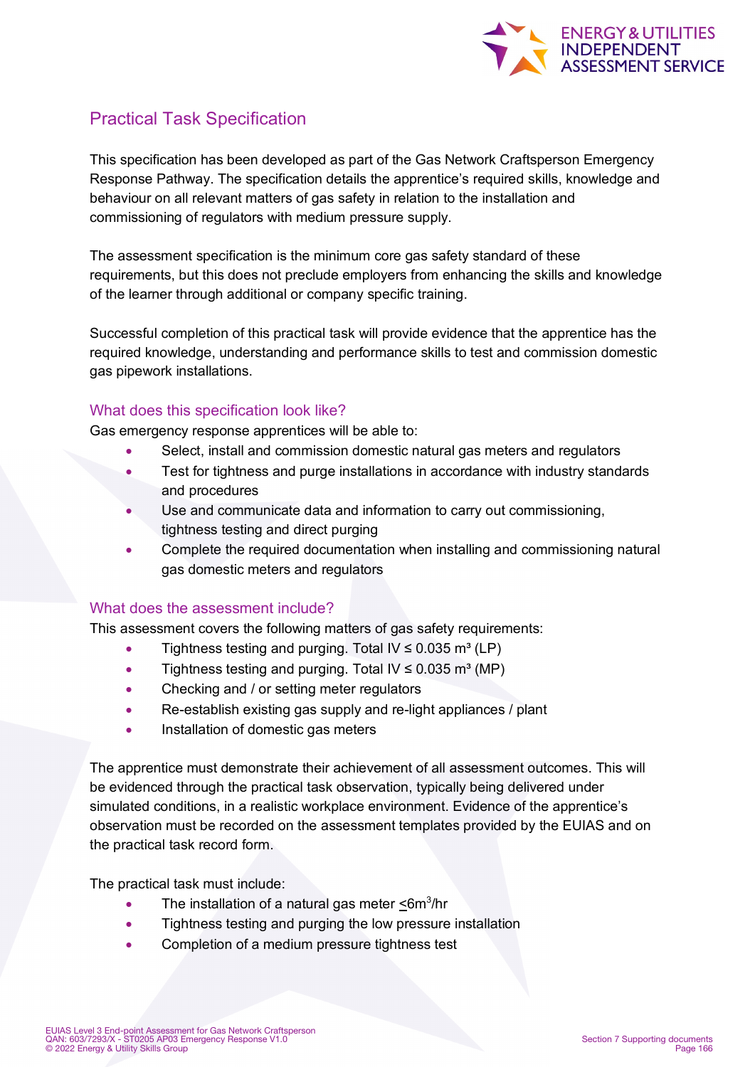## Practical Task Specification

This specification has been developed as part of the Gas Network Craftsperson Emergency Response Pathway. The specification details the apprentice's required skills, knowledge and behaviour on all relevant matters of gas safety in relation to the installation and commissioning of regulators with medium pressure supply.

The assessment specification is the minimum core gas safety standard of these requirements, but this does not preclude employers from enhancing the skills and knowledge of the learner through additional or company specific training.

Successful completion of this practical task will provide evidence that the apprentice has the required knowledge, understanding and performance skills to test and commission domestic gas pipework installations.

### What does this specification look like?

Gas emergency response apprentices will be able to:

- Select, install and commission domestic natural gas meters and regulators
- Test for tightness and purge installations in accordance with industry standards and procedures
- Use and communicate data and information to carry out commissioning, tightness testing and direct purging
- Complete the required documentation when installing and commissioning natural gas domestic meters and regulators

### What does the assessment include?

This assessment covers the following matters of gas safety requirements:

- Tightness testing and purging. Total IV $\leq 0.035$ m³ (LP)
- Tightness testing and purging. Total IV $\leq 0.035$ m³ (MP)
- Checking and / or setting meter regulators
- Re-establish existing gas supply and re-light appliances / plant
- Installation of domestic gas meters

The apprentice must demonstrate their achievement of all assessment outcomes. This will be evidenced through the practical task observation, typically being delivered under simulated conditions, in a realistic workplace environment. Evidence of the apprentice's observation must be recorded on the assessment templates provided by the EUIAS and on the practical task record form.

The practical task must include:

- The installation of a natural gas meter $\leq 6m^3/hr$
- Tightness testing and purging the low pressure installation
- Completion of a medium pressure tightness test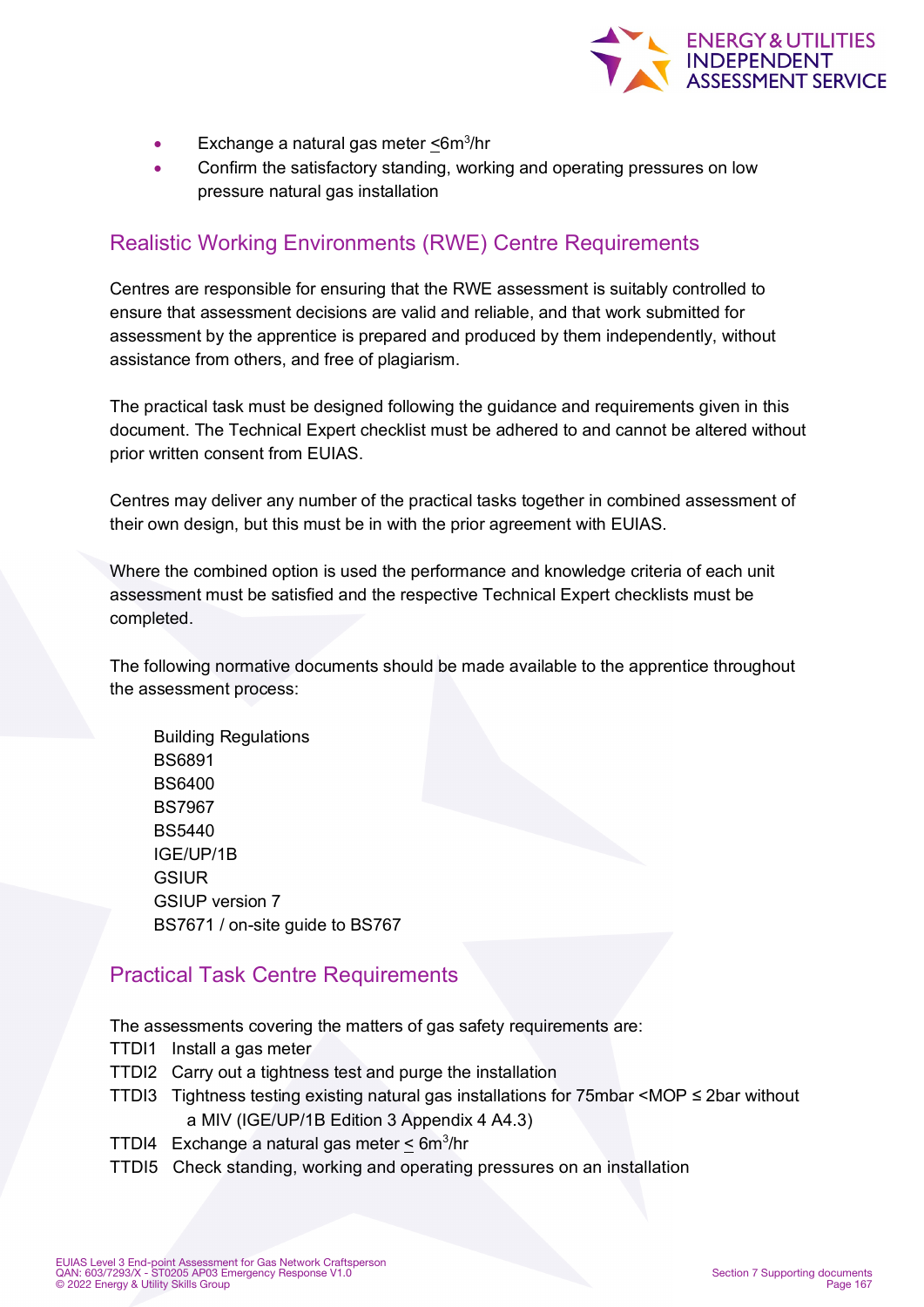- Exchange a natural gas meter ≤6$m^3$/hr
- Confirm the satisfactory standing, working and operating pressures on low pressure natural gas installation

## Realistic Working Environments (RWE) Centre Requirements

Centres are responsible for ensuring that the RWE assessment is suitably controlled to ensure that assessment decisions are valid and reliable, and that work submitted for assessment by the apprentice is prepared and produced by them independently, without assistance from others, and free of plagiarism.

The practical task must be designed following the guidance and requirements given in this document. The Technical Expert checklist must be adhered to and cannot be altered without prior written consent from EUIAS.

Centres may deliver any number of the practical tasks together in combined assessment of their own design, but this must be in with the prior agreement with EUIAS.

Where the combined option is used the performance and knowledge criteria of each unit assessment must be satisfied and the respective Technical Expert checklists must be completed.

The following normative documents should be made available to the apprentice throughout the assessment process:

Building Regulations
BS6891
BS6400
BS7967
BS5440
IGE/UP/1B
GSIUR
GSIUP version 7
BS7671 / on-site guide to BS767

## Practical Task Centre Requirements

The assessments covering the matters of gas safety requirements are:

TTDI1 Install a gas meter
TTDI2 Carry out a tightness test and purge the installation
TTDI3 Tightness testing existing natural gas installations for 75mbar <MOP ≤ 2bar without a MIV (IGE/UP/1B Edition 3 Appendix 4 A4.3)
TTDI4 Exchange a natural gas meter ≤ 6$m^3$/hr
TTDI5 Check standing, working and operating pressures on an installation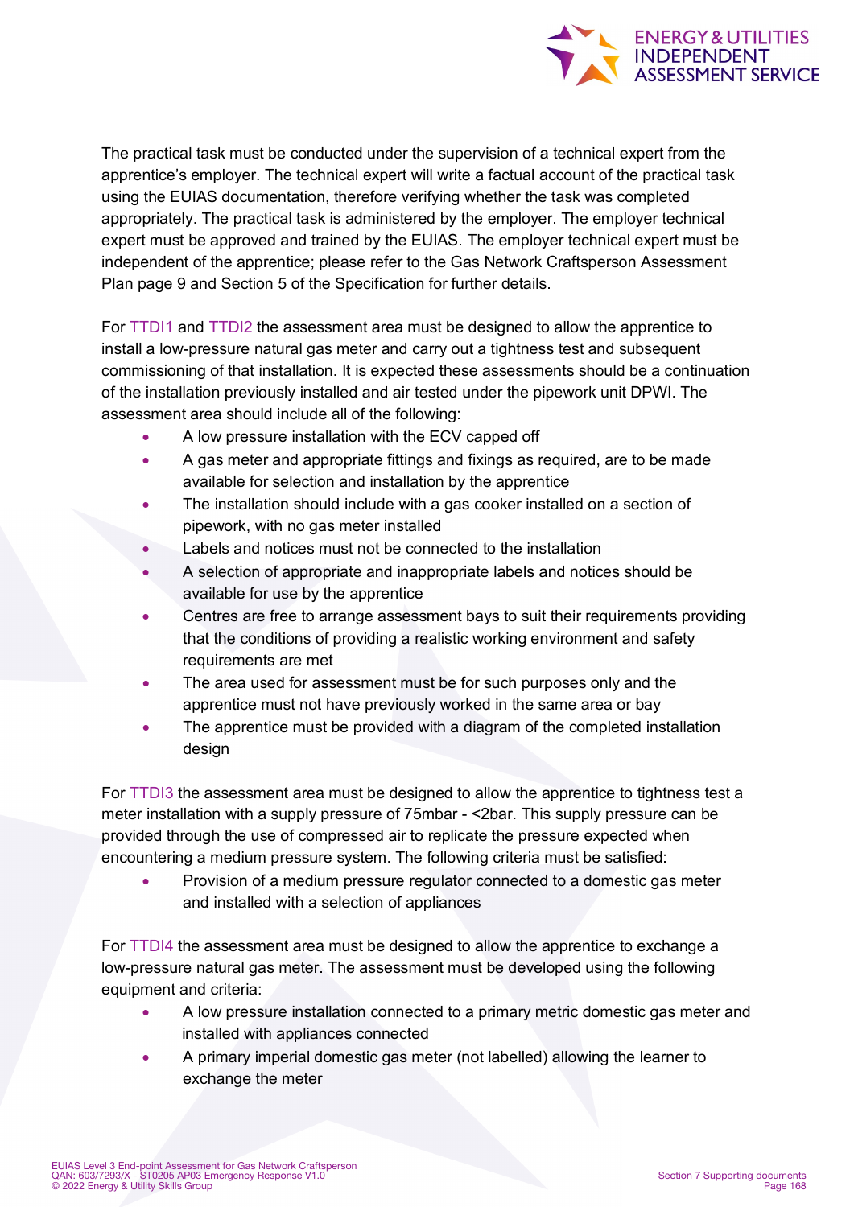The practical task must be conducted under the supervision of a technical expert from the apprentice's employer. The technical expert will write a factual account of the practical task using the EUIAS documentation, therefore verifying whether the task was completed appropriately. The practical task is administered by the employer. The employer technical expert must be approved and trained by the EUIAS. The employer technical expert must be independent of the apprentice; please refer to the Gas Network Craftsperson Assessment Plan page 9 and Section 5 of the Specification for further details.

For TTDI1 and TTDI2 the assessment area must be designed to allow the apprentice to install a low-pressure natural gas meter and carry out a tightness test and subsequent commissioning of that installation. It is expected these assessments should be a continuation of the installation previously installed and air tested under the pipework unit DPWI. The assessment area should include all of the following:

- A low pressure installation with the ECV capped off
- A gas meter and appropriate fittings and fixings as required, are to be made available for selection and installation by the apprentice
- The installation should include with a gas cooker installed on a section of pipework, with no gas meter installed
- Labels and notices must not be connected to the installation
- A selection of appropriate and inappropriate labels and notices should be available for use by the apprentice
- Centres are free to arrange assessment bays to suit their requirements providing that the conditions of providing a realistic working environment and safety requirements are met
- The area used for assessment must be for such purposes only and the apprentice must not have previously worked in the same area or bay
- The apprentice must be provided with a diagram of the completed installation design

For TTDI3 the assessment area must be designed to allow the apprentice to tightness test a meter installation with a supply pressure of 75mbar - ≤2bar. This supply pressure can be provided through the use of compressed air to replicate the pressure expected when encountering a medium pressure system. The following criteria must be satisfied:

- Provision of a medium pressure regulator connected to a domestic gas meter and installed with a selection of appliances

For TTDI4 the assessment area must be designed to allow the apprentice to exchange a low-pressure natural gas meter. The assessment must be developed using the following equipment and criteria:

- A low pressure installation connected to a primary metric domestic gas meter and installed with appliances connected
- A primary imperial domestic gas meter (not labelled) allowing the learner to exchange the meter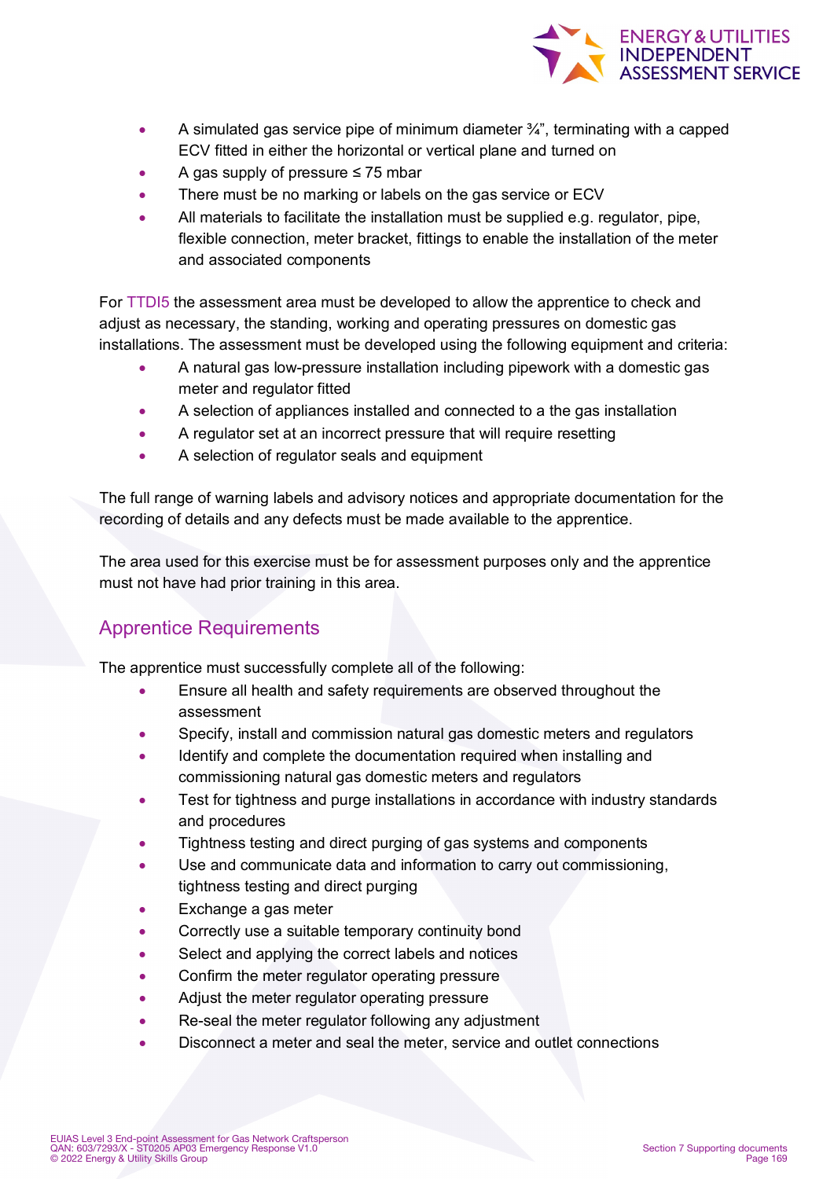- A simulated gas service pipe of minimum diameter ¾", terminating with a capped ECV fitted in either the horizontal or vertical plane and turned on
- A gas supply of pressure ≤ 75 mbar
- There must be no marking or labels on the gas service or ECV
- All materials to facilitate the installation must be supplied e.g. regulator, pipe, flexible connection, meter bracket, fittings to enable the installation of the meter and associated components

For TTDI5 the assessment area must be developed to allow the apprentice to check and adjust as necessary, the standing, working and operating pressures on domestic gas installations. The assessment must be developed using the following equipment and criteria:

- A natural gas low-pressure installation including pipework with a domestic gas meter and regulator fitted
- A selection of appliances installed and connected to a the gas installation
- A regulator set at an incorrect pressure that will require resetting
- A selection of regulator seals and equipment

The full range of warning labels and advisory notices and appropriate documentation for the recording of details and any defects must be made available to the apprentice.

The area used for this exercise must be for assessment purposes only and the apprentice must not have had prior training in this area.

## Apprentice Requirements

The apprentice must successfully complete all of the following:

- Ensure all health and safety requirements are observed throughout the assessment
- Specify, install and commission natural gas domestic meters and regulators
- Identify and complete the documentation required when installing and commissioning natural gas domestic meters and regulators
- Test for tightness and purge installations in accordance with industry standards and procedures
- Tightness testing and direct purging of gas systems and components
- Use and communicate data and information to carry out commissioning, tightness testing and direct purging
- Exchange a gas meter
- Correctly use a suitable temporary continuity bond
- Select and applying the correct labels and notices
- Confirm the meter regulator operating pressure
- Adjust the meter regulator operating pressure
- Re-seal the meter regulator following any adjustment
- Disconnect a meter and seal the meter, service and outlet connections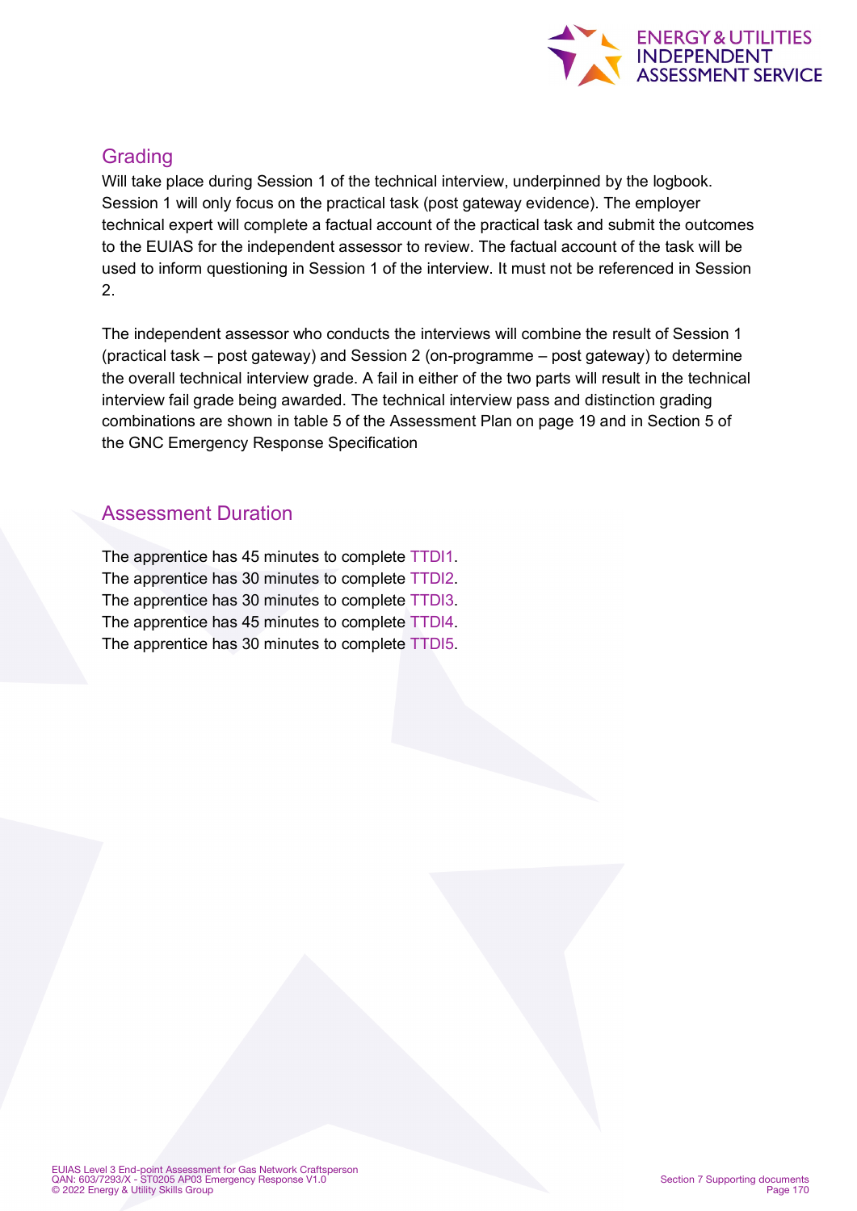## Grading

Will take place during Session 1 of the technical interview, underpinned by the logbook. Session 1 will only focus on the practical task (post gateway evidence). The employer technical expert will complete a factual account of the practical task and submit the outcomes to the EUIAS for the independent assessor to review. The factual account of the task will be used to inform questioning in Session 1 of the interview. It must not be referenced in Session 2.

The independent assessor who conducts the interviews will combine the result of Session 1 (practical task – post gateway) and Session 2 (on-programme – post gateway) to determine the overall technical interview grade. A fail in either of the two parts will result in the technical interview fail grade being awarded. The technical interview pass and distinction grading combinations are shown in table 5 of the Assessment Plan on page 19 and in Section 5 of the GNC Emergency Response Specification

## Assessment Duration

The apprentice has 45 minutes to complete TTDI1.
The apprentice has 30 minutes to complete TTDI2.
The apprentice has 30 minutes to complete TTDI3.
The apprentice has 45 minutes to complete TTDI4.
The apprentice has 30 minutes to complete TTDI5.